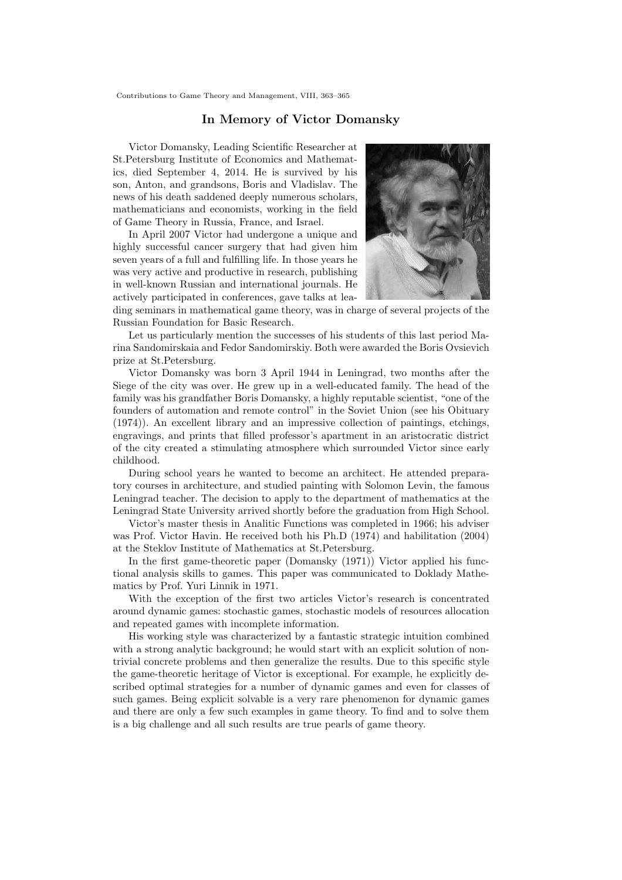# In Memory of Victor Domansky

Victor Domansky, Leading Scientific Researcher at St.Petersburg Institute of Economics and Mathematics, died September 4, 2014. He is survived by his son, Anton, and grandsons, Boris and Vladislav. The news of his death saddened deeply numerous scholars, mathematicians and economists, working in the field of Game Theory in Russia, France, and Israel.

In April 2007 Victor had undergone a unique and highly successful cancer surgery that had given him seven years of a full and fulfilling life. In those years he was very active and productive in research, publishing in well-known Russian and international journals. He actively participated in conferences, gave talks at leading seminars in mathematical game theory, was in charge of several projects of the Russian Foundation for Basic Research.

Let us particularly mention the successes of his students of this last period Marina Sandomirskaia and Fedor Sandomirskiy. Both were awarded the Boris Ovsievich prize at St.Petersburg.

Victor Domansky was born 3 April 1944 in Leningrad, two months after the Siege of the city was over. He grew up in a well-educated family. The head of the family was his grandfather Boris Domansky, a highly reputable scientist, "one of the founders of automation and remote control" in the Soviet Union (see his Obituary (1974)). An excellent library and an impressive collection of paintings, etchings, engravings, and prints that filled professor's apartment in an aristocratic district of the city created a stimulating atmosphere which surrounded Victor since early childhood.

During school years he wanted to become an architect. He attended preparatory courses in architecture, and studied painting with Solomon Levin, the famous Leningrad teacher. The decision to apply to the department of mathematics at the Leningrad State University arrived shortly before the graduation from High School.

Victor's master thesis in Analitic Functions was completed in 1966; his adviser was Prof. Victor Havin. He received both his Ph.D (1974) and habilitation (2004) at the Steklov Institute of Mathematics at St.Petersburg.

In the first game-theoretic paper (Domansky (1971)) Victor applied his functional analysis skills to games. This paper was communicated to Doklady Mathematics by Prof. Yuri Linnik in 1971.

With the exception of the first two articles Victor's research is concentrated around dynamic games: stochastic games, stochastic models of resources allocation and repeated games with incomplete information.

His working style was characterized by a fantastic strategic intuition combined with a strong analytic background; he would start with an explicit solution of nontrivial concrete problems and then generalize the results. Due to this specific style the game-theoretic heritage of Victor is exceptional. For example, he explicitly described optimal strategies for a number of dynamic games and even for classes of such games. Being explicit solvable is a very rare phenomenon for dynamic games and there are only a few such examples in game theory. To find and to solve them is a big challenge and all such results are true pearls of game theory.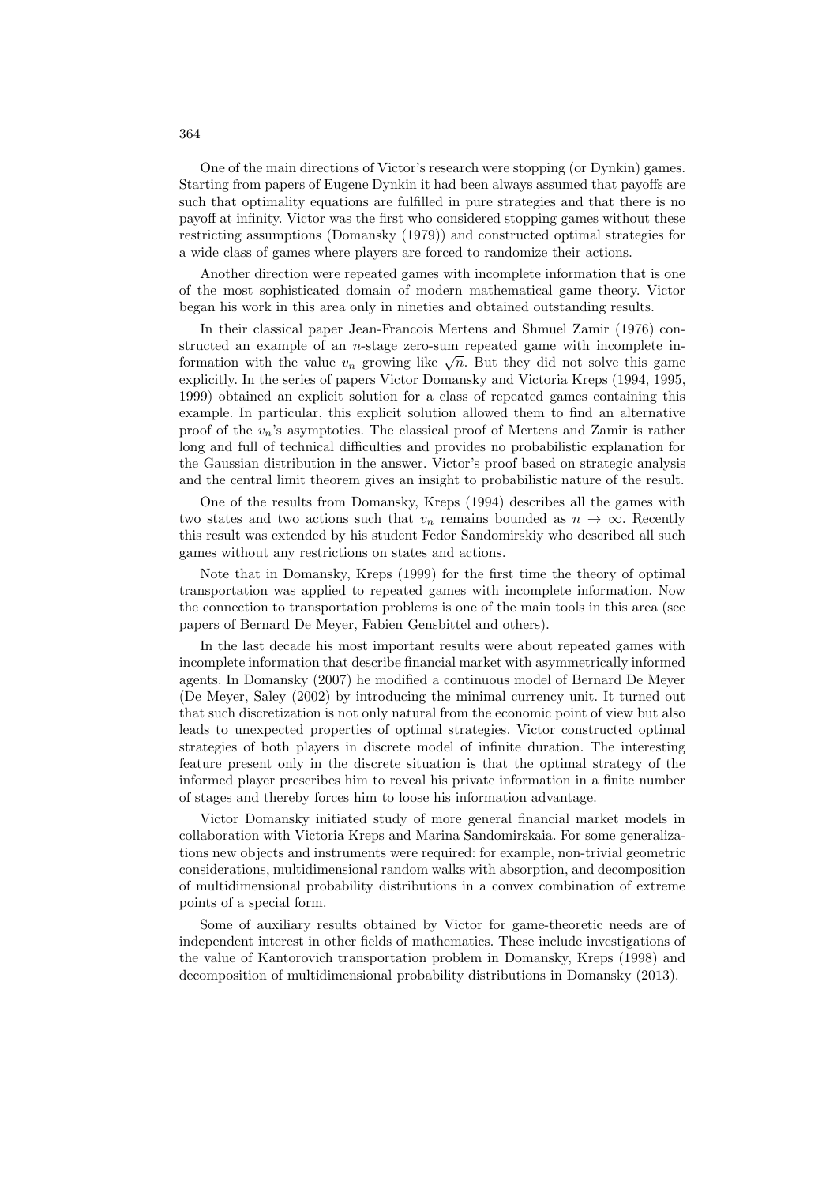One of the main directions of Victor's research were stopping (or Dynkin) games. Starting from papers of Eugene Dynkin it had been always assumed that payoffs are such that optimality equations are fulfilled in pure strategies and that there is no payoff at infinity. Victor was the first who considered stopping games without these restricting assumptions (Domansky (1979)) and constructed optimal strategies for a wide class of games where players are forced to randomize their actions.

Another direction were repeated games with incomplete information that is one of the most sophisticated domain of modern mathematical game theory. Victor began his work in this area only in nineties and obtained outstanding results.

In their classical paper Jean-Francois Mertens and Shmuel Zamir (1976) constructed an example of an $n$-stage zero-sum repeated game with incomplete information with the value $v_n$ growing like $\sqrt{n}$. But they did not solve this game explicitly. In the series of papers Victor Domansky and Victoria Kreps (1994, 1995, 1999) obtained an explicit solution for a class of repeated games containing this example. In particular, this explicit solution allowed them to find an alternative proof of the $v_n$'s asymptotics. The classical proof of Mertens and Zamir is rather long and full of technical difficulties and provides no probabilistic explanation for the Gaussian distribution in the answer. Victor's proof based on strategic analysis and the central limit theorem gives an insight to probabilistic nature of the result.

One of the results from Domansky, Kreps (1994) describes all the games with two states and two actions such that $v_n$ remains bounded as $n \to \infty$. Recently this result was extended by his student Fedor Sandomirskiy who described all such games without any restrictions on states and actions.

Note that in Domansky, Kreps (1999) for the first time the theory of optimal transportation was applied to repeated games with incomplete information. Now the connection to transportation problems is one of the main tools in this area (see papers of Bernard De Meyer, Fabien Gensbittel and others).

In the last decade his most important results were about repeated games with incomplete information that describe financial market with asymmetrically informed agents. In Domansky (2007) he modified a continuous model of Bernard De Meyer (De Meyer, Saley (2002) by introducing the minimal currency unit. It turned out that such discretization is not only natural from the economic point of view but also leads to unexpected properties of optimal strategies. Victor constructed optimal strategies of both players in discrete model of infinite duration. The interesting feature present only in the discrete situation is that the optimal strategy of the informed player prescribes him to reveal his private information in a finite number of stages and thereby forces him to loose his information advantage.

Victor Domansky initiated study of more general financial market models in collaboration with Victoria Kreps and Marina Sandomirskaia. For some generalizations new objects and instruments were required: for example, non-trivial geometric considerations, multidimensional random walks with absorption, and decomposition of multidimensional probability distributions in a convex combination of extreme points of a special form.

Some of auxiliary results obtained by Victor for game-theoretic needs are of independent interest in other fields of mathematics. These include investigations of the value of Kantorovich transportation problem in Domansky, Kreps (1998) and decomposition of multidimensional probability distributions in Domansky (2013).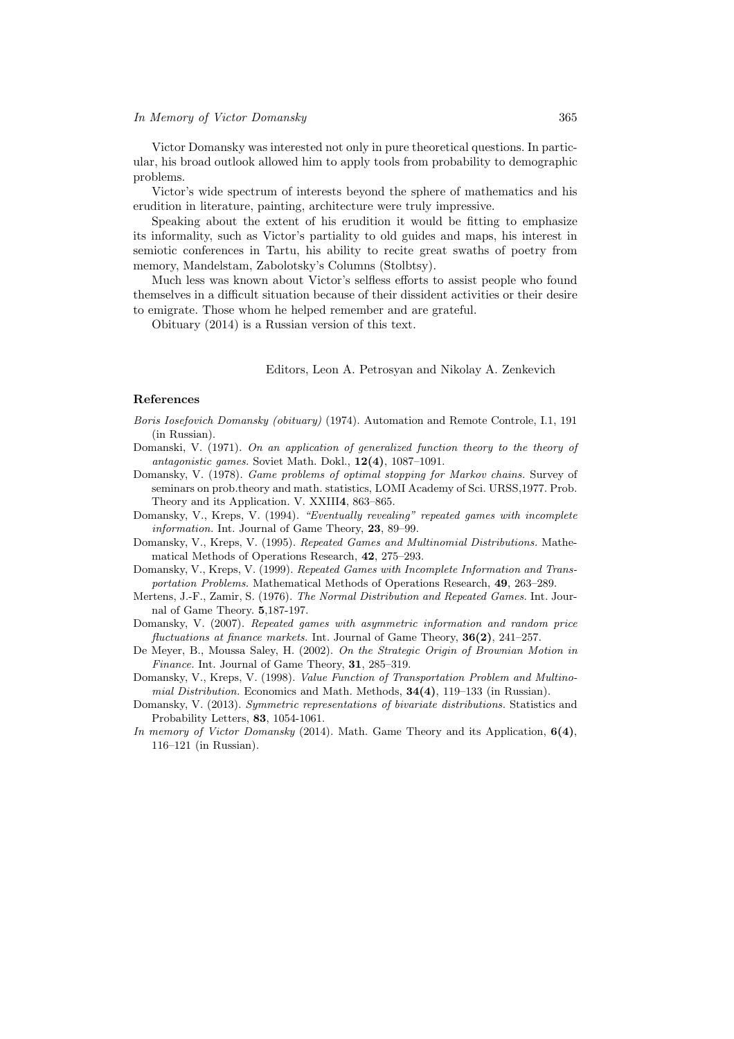Victor Domansky was interested not only in pure theoretical questions. In particular, his broad outlook allowed him to apply tools from probability to demographic problems.

Victor's wide spectrum of interests beyond the sphere of mathematics and his erudition in literature, painting, architecture were truly impressive.

Speaking about the extent of his erudition it would be fitting to emphasize its informality, such as Victor's partiality to old guides and maps, his interest in semiotic conferences in Tartu, his ability to recite great swaths of poetry from memory, Mandelstam, Zabolotsky's Columns (Stolbtsy).

Much less was known about Victor's selfless efforts to assist people who found themselves in a difficult situation because of their dissident activities or their desire to emigrate. Those whom he helped remember and are grateful.

Obituary (2014) is a Russian version of this text.

Editors, Leon A. Petrosyan and Nikolay A. Zenkevich

## References

*Boris Iosefovich Domansky (obituary)* (1974). Automation and Remote Controle, I.1, 191 (in Russian).

Domanski, V. (1971). *On an application of generalized function theory to the theory of antagonistic games.* Soviet Math. Dokl., **12(4)**, 1087–1091.

Domansky, V. (1978). *Game problems of optimal stopping for Markov chains.* Survey of seminars on prob.theory and math. statistics, LOMI Academy of Sci. URSS,1977. Prob. Theory and its Application. V. XXIII**4**, 863–865.

Domansky, V., Kreps, V. (1994). *"Eventually revealing" repeated games with incomplete information.* Int. Journal of Game Theory, **23**, 89–99.

Domansky, V., Kreps, V. (1995). *Repeated Games and Multinomial Distributions.* Mathematical Methods of Operations Research, **42**, 275–293.

Domansky, V., Kreps, V. (1999). *Repeated Games with Incomplete Information and Transportation Problems.* Mathematical Methods of Operations Research, **49**, 263–289.

Mertens, J.-F., Zamir, S. (1976). *The Normal Distribution and Repeated Games.* Int. Journal of Game Theory. **5**,187-197.

Domansky, V. (2007). *Repeated games with asymmetric information and random price fluctuations at finance markets.* Int. Journal of Game Theory, **36(2)**, 241–257.

De Meyer, B., Moussa Saley, H. (2002). *On the Strategic Origin of Brownian Motion in Finance.* Int. Journal of Game Theory, **31**, 285–319.

Domansky, V., Kreps, V. (1998). *Value Function of Transportation Problem and Multinomial Distribution.* Economics and Math. Methods, **34(4)**, 119–133 (in Russian).

Domansky, V. (2013). *Symmetric representations of bivariate distributions.* Statistics and Probability Letters, **83**, 1054-1061.

*In memory of Victor Domansky* (2014). Math. Game Theory and its Application, **6(4)**, 116–121 (in Russian).